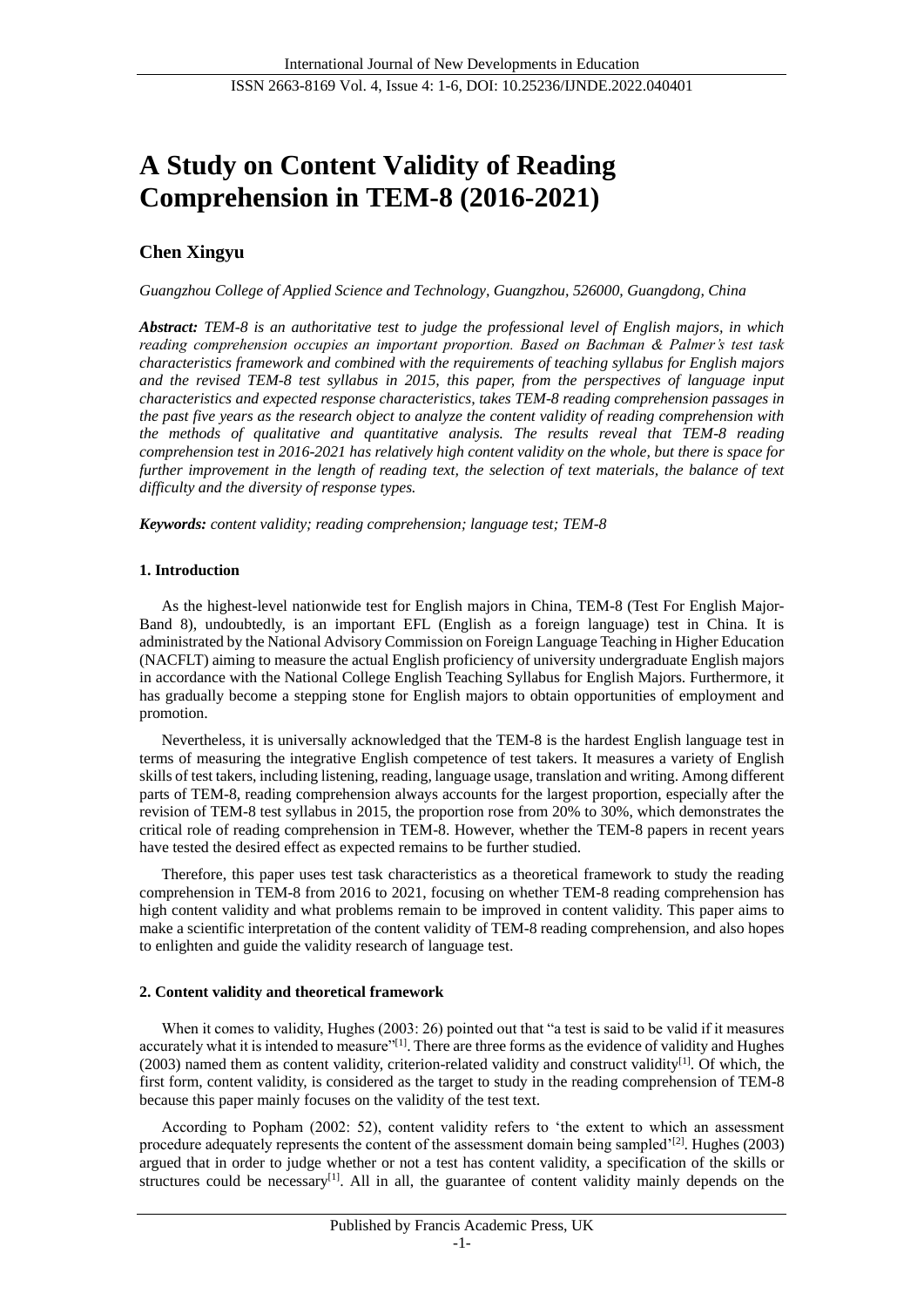# A Study on Content Validity of Reading Comprehension in TEM-8 (2016-2021)

**Chen Xingyu**

*Guangzhou College of Applied Science and Technology, Guangzhou, 526000, Guangdong, China*

***Abstract:*** *TEM-8 is an authoritative test to judge the professional level of English majors, in which reading comprehension occupies an important proportion. Based on Bachman & Palmer's test task characteristics framework and combined with the requirements of teaching syllabus for English majors and the revised TEM-8 test syllabus in 2015, this paper, from the perspectives of language input characteristics and expected response characteristics, takes TEM-8 reading comprehension passages in the past five years as the research object to analyze the content validity of reading comprehension with the methods of qualitative and quantitative analysis. The results reveal that TEM-8 reading comprehension test in 2016-2021 has relatively high content validity on the whole, but there is space for further improvement in the length of reading text, the selection of text materials, the balance of text difficulty and the diversity of response types.*

***Keywords:*** *content validity; reading comprehension; language test; TEM-8*

## 1. Introduction

As the highest-level nationwide test for English majors in China, TEM-8 (Test For English Major-Band 8), undoubtedly, is an important EFL (English as a foreign language) test in China. It is administrated by the National Advisory Commission on Foreign Language Teaching in Higher Education (NACFLT) aiming to measure the actual English proficiency of university undergraduate English majors in accordance with the National College English Teaching Syllabus for English Majors. Furthermore, it has gradually become a stepping stone for English majors to obtain opportunities of employment and promotion.

Nevertheless, it is universally acknowledged that the TEM-8 is the hardest English language test in terms of measuring the integrative English competence of test takers. It measures a variety of English skills of test takers, including listening, reading, language usage, translation and writing. Among different parts of TEM-8, reading comprehension always accounts for the largest proportion, especially after the revision of TEM-8 test syllabus in 2015, the proportion rose from 20% to 30%, which demonstrates the critical role of reading comprehension in TEM-8. However, whether the TEM-8 papers in recent years have tested the desired effect as expected remains to be further studied.

Therefore, this paper uses test task characteristics as a theoretical framework to study the reading comprehension in TEM-8 from 2016 to 2021, focusing on whether TEM-8 reading comprehension has high content validity and what problems remain to be improved in content validity. This paper aims to make a scientific interpretation of the content validity of TEM-8 reading comprehension, and also hopes to enlighten and guide the validity research of language test.

## 2. Content validity and theoretical framework

When it comes to validity, Hughes (2003: 26) pointed out that "a test is said to be valid if it measures accurately what it is intended to measure"[1]. There are three forms as the evidence of validity and Hughes (2003) named them as content validity, criterion-related validity and construct validity[1]. Of which, the first form, content validity, is considered as the target to study in the reading comprehension of TEM-8 because this paper mainly focuses on the validity of the test text.

According to Popham (2002: 52), content validity refers to 'the extent to which an assessment procedure adequately represents the content of the assessment domain being sampled'[2]. Hughes (2003) argued that in order to judge whether or not a test has content validity, a specification of the skills or structures could be necessary[1]. All in all, the guarantee of content validity mainly depends on the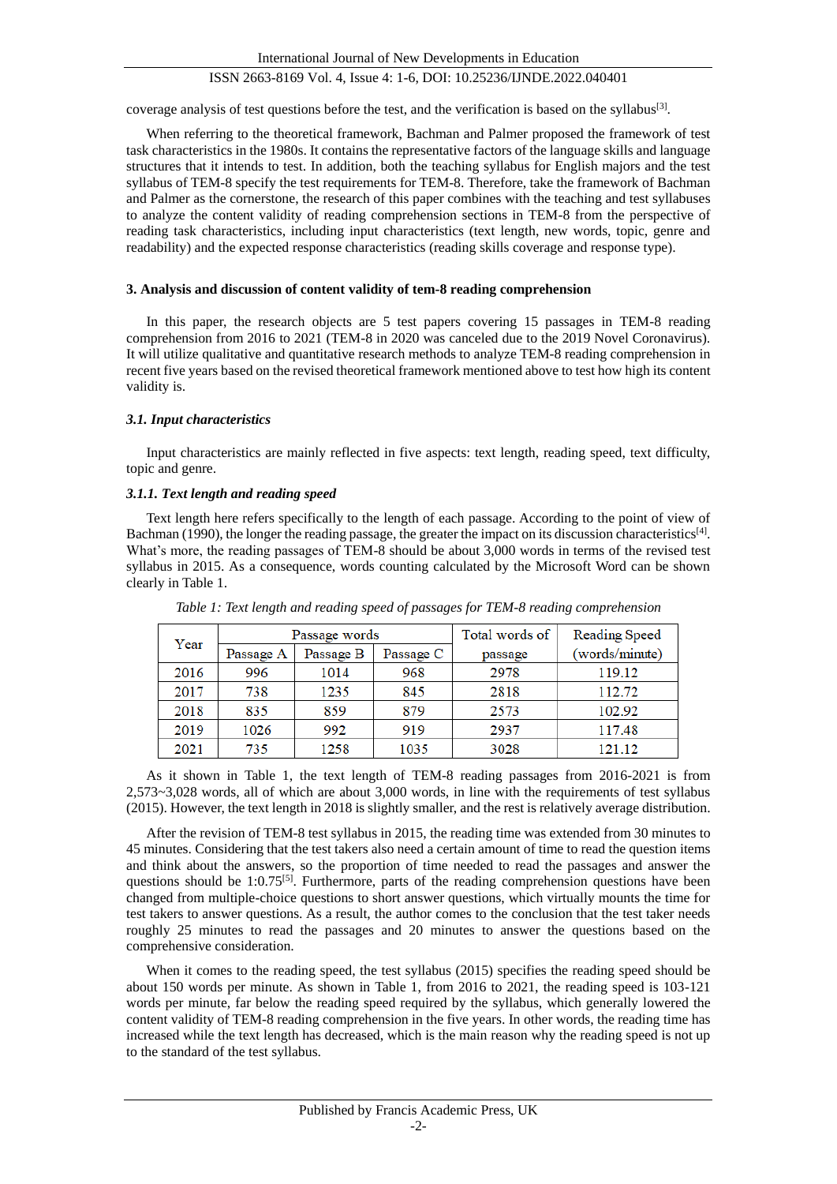coverage analysis of test questions before the test, and the verification is based on the syllabus[3].

When referring to the theoretical framework, Bachman and Palmer proposed the framework of test task characteristics in the 1980s. It contains the representative factors of the language skills and language structures that it intends to test. In addition, both the teaching syllabus for English majors and the test syllabus of TEM-8 specify the test requirements for TEM-8. Therefore, take the framework of Bachman and Palmer as the cornerstone, the research of this paper combines with the teaching and test syllabuses to analyze the content validity of reading comprehension sections in TEM-8 from the perspective of reading task characteristics, including input characteristics (text length, new words, topic, genre and readability) and the expected response characteristics (reading skills coverage and response type).

## 3. Analysis and discussion of content validity of tem-8 reading comprehension

In this paper, the research objects are 5 test papers covering 15 passages in TEM-8 reading comprehension from 2016 to 2021 (TEM-8 in 2020 was canceled due to the 2019 Novel Coronavirus). It will utilize qualitative and quantitative research methods to analyze TEM-8 reading comprehension in recent five years based on the revised theoretical framework mentioned above to test how high its content validity is.

### *3.1. Input characteristics*

Input characteristics are mainly reflected in five aspects: text length, reading speed, text difficulty, topic and genre.

#### *3.1.1. Text length and reading speed*

Text length here refers specifically to the length of each passage. According to the point of view of Bachman (1990), the longer the reading passage, the greater the impact on its discussion characteristics[4]. What's more, the reading passages of TEM-8 should be about 3,000 words in terms of the revised test syllabus in 2015. As a consequence, words counting calculated by the Microsoft Word can be shown clearly in Table 1.

*Table 1: Text length and reading speed of passages for TEM-8 reading comprehension*

| Year | Passage words | | | Total words of passage | Reading Speed (words/minute) |
|---|---|---|---|---|---|
| | Passage A | Passage B | Passage C | | |
| 2016 | 996 | 1014 | 968 | 2978 | 119.12 |
| 2017 | 738 | 1235 | 845 | 2818 | 112.72 |
| 2018 | 835 | 859 | 879 | 2573 | 102.92 |
| 2019 | 1026 | 992 | 919 | 2937 | 117.48 |
| 2021 | 735 | 1258 | 1035 | 3028 | 121.12 |

As it shown in Table 1, the text length of TEM-8 reading passages from 2016-2021 is from 2,573~3,028 words, all of which are about 3,000 words, in line with the requirements of test syllabus (2015). However, the text length in 2018 is slightly smaller, and the rest is relatively average distribution.

After the revision of TEM-8 test syllabus in 2015, the reading time was extended from 30 minutes to 45 minutes. Considering that the test takers also need a certain amount of time to read the question items and think about the answers, so the proportion of time needed to read the passages and answer the questions should be 1:0.75[5]. Furthermore, parts of the reading comprehension questions have been changed from multiple-choice questions to short answer questions, which virtually mounts the time for test takers to answer questions. As a result, the author comes to the conclusion that the test taker needs roughly 25 minutes to read the passages and 20 minutes to answer the questions based on the comprehensive consideration.

When it comes to the reading speed, the test syllabus (2015) specifies the reading speed should be about 150 words per minute. As shown in Table 1, from 2016 to 2021, the reading speed is 103-121 words per minute, far below the reading speed required by the syllabus, which generally lowered the content validity of TEM-8 reading comprehension in the five years. In other words, the reading time has increased while the text length has decreased, which is the main reason why the reading speed is not up to the standard of the test syllabus.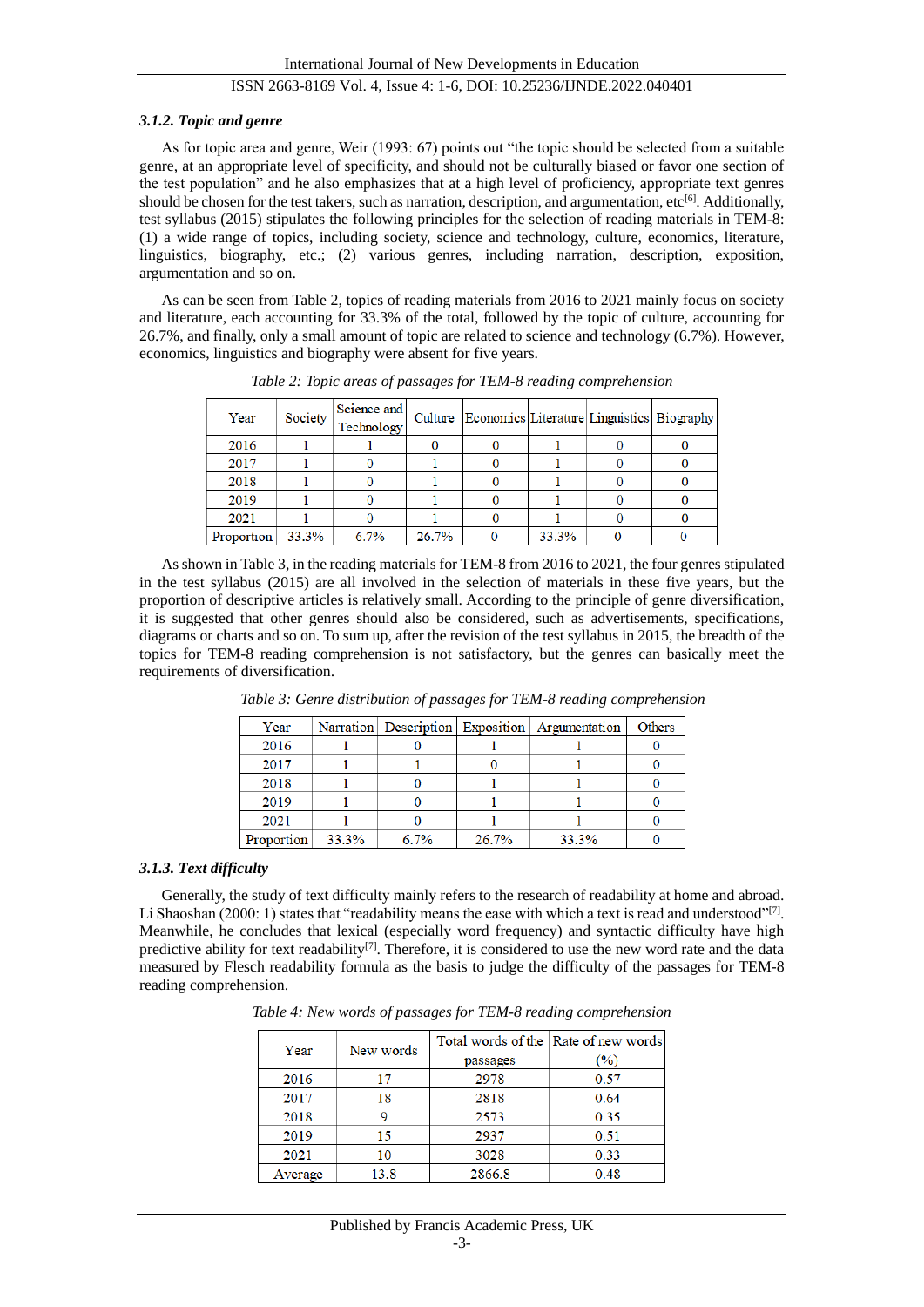### *3.1.2. Topic and genre*

As for topic area and genre, Weir (1993: 67) points out "the topic should be selected from a suitable genre, at an appropriate level of specificity, and should not be culturally biased or favor one section of the test population" and he also emphasizes that at a high level of proficiency, appropriate text genres should be chosen for the test takers, such as narration, description, and argumentation, etc[6]. Additionally, test syllabus (2015) stipulates the following principles for the selection of reading materials in TEM-8: (1) a wide range of topics, including society, science and technology, culture, economics, literature, linguistics, biography, etc.; (2) various genres, including narration, description, exposition, argumentation and so on.

As can be seen from Table 2, topics of reading materials from 2016 to 2021 mainly focus on society and literature, each accounting for 33.3% of the total, followed by the topic of culture, accounting for 26.7%, and finally, only a small amount of topic are related to science and technology (6.7%). However, economics, linguistics and biography were absent for five years.

*Table 2: Topic areas of passages for TEM-8 reading comprehension*

| Year | Society | Science and Technology | Culture | Economics | Literature | Linguistics | Biography |
|---|---|---|---|---|---|---|---|
| 2016 | 1 | 1 | 0 | 0 | 1 | 0 | 0 |
| 2017 | 1 | 0 | 1 | 0 | 1 | 0 | 0 |
| 2018 | 1 | 0 | 1 | 0 | 1 | 0 | 0 |
| 2019 | 1 | 0 | 1 | 0 | 1 | 0 | 0 |
| 2021 | 1 | 0 | 1 | 0 | 1 | 0 | 0 |
| Proportion | 33.3% | 6.7% | 26.7% | 0 | 33.3% | 0 | 0 |

As shown in Table 3, in the reading materials for TEM-8 from 2016 to 2021, the four genres stipulated in the test syllabus (2015) are all involved in the selection of materials in these five years, but the proportion of descriptive articles is relatively small. According to the principle of genre diversification, it is suggested that other genres should also be considered, such as advertisements, specifications, diagrams or charts and so on. To sum up, after the revision of the test syllabus in 2015, the breadth of the topics for TEM-8 reading comprehension is not satisfactory, but the genres can basically meet the requirements of diversification.

*Table 3: Genre distribution of passages for TEM-8 reading comprehension*

| Year | Narration | Description | Exposition | Argumentation | Others |
|---|---|---|---|---|---|
| 2016 | 1 | 0 | 1 | 1 | 0 |
| 2017 | 1 | 1 | 0 | 1 | 0 |
| 2018 | 1 | 0 | 1 | 1 | 0 |
| 2019 | 1 | 0 | 1 | 1 | 0 |
| 2021 | 1 | 0 | 1 | 1 | 0 |
| Proportion | 33.3% | 6.7% | 26.7% | 33.3% | 0 |

### *3.1.3. Text difficulty*

Generally, the study of text difficulty mainly refers to the research of readability at home and abroad. Li Shaoshan (2000: 1) states that "readability means the ease with which a text is read and understood"[7]. Meanwhile, he concludes that lexical (especially word frequency) and syntactic difficulty have high predictive ability for text readability[7]. Therefore, it is considered to use the new word rate and the data measured by Flesch readability formula as the basis to judge the difficulty of the passages for TEM-8 reading comprehension.

*Table 4: New words of passages for TEM-8 reading comprehension*

| Year | New words | Total words of the passages | Rate of new words (%) |
|---|---|---|---|
| 2016 | 17 | 2978 | 0.57 |
| 2017 | 18 | 2818 | 0.64 |
| 2018 | 9 | 2573 | 0.35 |
| 2019 | 15 | 2937 | 0.51 |
| 2021 | 10 | 3028 | 0.33 |
| Average | 13.8 | 2866.8 | 0.48 |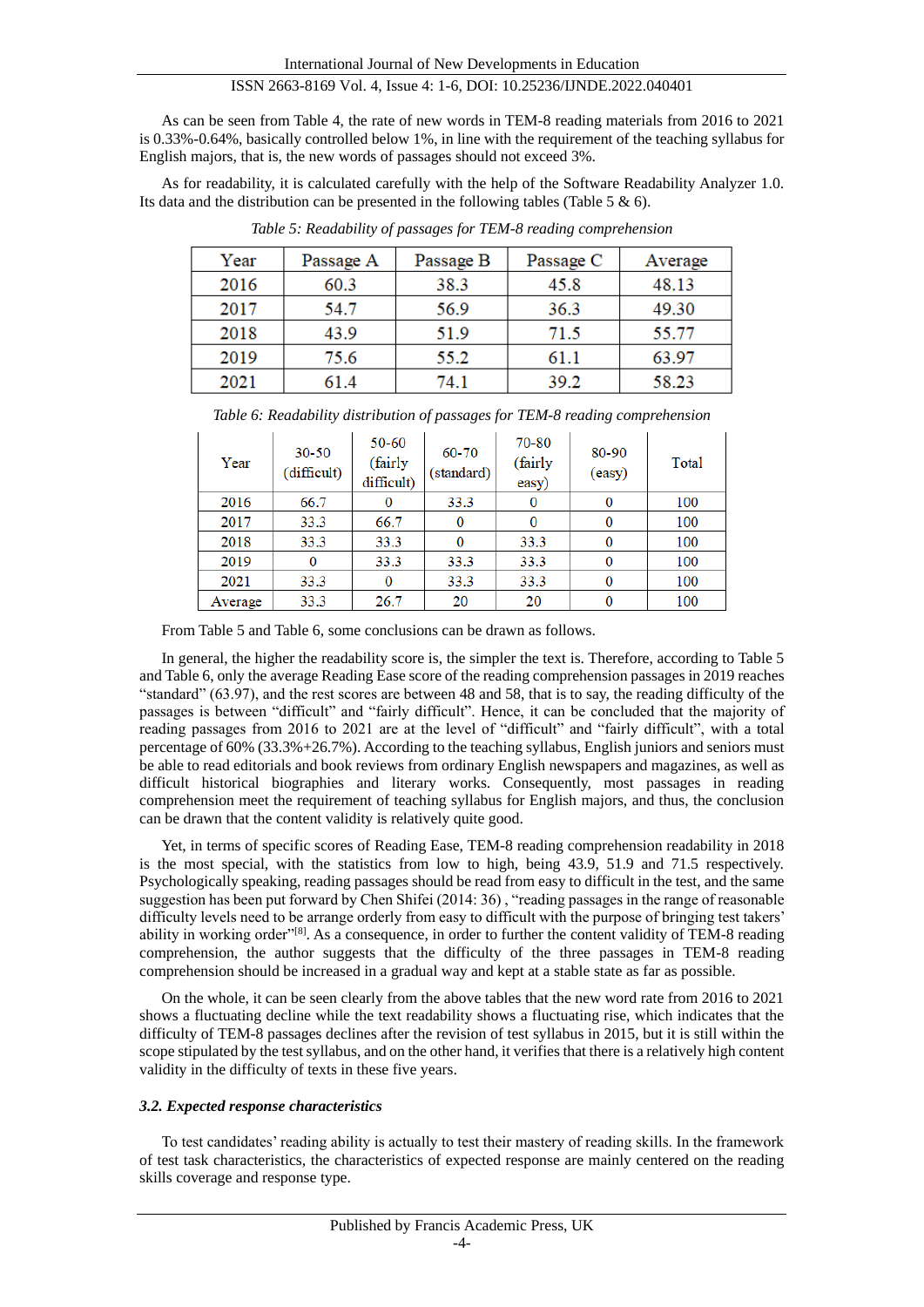As can be seen from Table 4, the rate of new words in TEM-8 reading materials from 2016 to 2021 is 0.33%-0.64%, basically controlled below 1%, in line with the requirement of the teaching syllabus for English majors, that is, the new words of passages should not exceed 3%.

As for readability, it is calculated carefully with the help of the Software Readability Analyzer 1.0. Its data and the distribution can be presented in the following tables (Table 5 & 6).

*Table 5: Readability of passages for TEM-8 reading comprehension*

| Year | Passage A | Passage B | Passage C | Average |
|---|---|---|---|---|
| 2016 | 60.3 | 38.3 | 45.8 | 48.13 |
| 2017 | 54.7 | 56.9 | 36.3 | 49.30 |
| 2018 | 43.9 | 51.9 | 71.5 | 55.77 |
| 2019 | 75.6 | 55.2 | 61.1 | 63.97 |
| 2021 | 61.4 | 74.1 | 39.2 | 58.23 |

*Table 6: Readability distribution of passages for TEM-8 reading comprehension*

| Year | 30-50 (difficult) | 50-60 (fairly difficult) | 60-70 (standard) | 70-80 (fairly easy) | 80-90 (easy) | Total |
|---|---|---|---|---|---|---|
| 2016 | 66.7 | 0 | 33.3 | 0 | 0 | 100 |
| 2017 | 33.3 | 66.7 | 0 | 0 | 0 | 100 |
| 2018 | 33.3 | 33.3 | 0 | 33.3 | 0 | 100 |
| 2019 | 0 | 33.3 | 33.3 | 33.3 | 0 | 100 |
| 2021 | 33.3 | 0 | 33.3 | 33.3 | 0 | 100 |
| Average | 33.3 | 26.7 | 20 | 20 | 0 | 100 |

From Table 5 and Table 6, some conclusions can be drawn as follows.

In general, the higher the readability score is, the simpler the text is. Therefore, according to Table 5 and Table 6, only the average Reading Ease score of the reading comprehension passages in 2019 reaches "standard" (63.97), and the rest scores are between 48 and 58, that is to say, the reading difficulty of the passages is between "difficult" and "fairly difficult". Hence, it can be concluded that the majority of reading passages from 2016 to 2021 are at the level of "difficult" and "fairly difficult", with a total percentage of 60% (33.3%+26.7%). According to the teaching syllabus, English juniors and seniors must be able to read editorials and book reviews from ordinary English newspapers and magazines, as well as difficult historical biographies and literary works. Consequently, most passages in reading comprehension meet the requirement of teaching syllabus for English majors, and thus, the conclusion can be drawn that the content validity is relatively quite good.

Yet, in terms of specific scores of Reading Ease, TEM-8 reading comprehension readability in 2018 is the most special, with the statistics from low to high, being 43.9, 51.9 and 71.5 respectively. Psychologically speaking, reading passages should be read from easy to difficult in the test, and the same suggestion has been put forward by Chen Shifei (2014: 36) , "reading passages in the range of reasonable difficulty levels need to be arrange orderly from easy to difficult with the purpose of bringing test takers' ability in working order"[8]. As a consequence, in order to further the content validity of TEM-8 reading comprehension, the author suggests that the difficulty of the three passages in TEM-8 reading comprehension should be increased in a gradual way and kept at a stable state as far as possible.

On the whole, it can be seen clearly from the above tables that the new word rate from 2016 to 2021 shows a fluctuating decline while the text readability shows a fluctuating rise, which indicates that the difficulty of TEM-8 passages declines after the revision of test syllabus in 2015, but it is still within the scope stipulated by the test syllabus, and on the other hand, it verifies that there is a relatively high content validity in the difficulty of texts in these five years.

### *3.2. Expected response characteristics*

To test candidates' reading ability is actually to test their mastery of reading skills. In the framework of test task characteristics, the characteristics of expected response are mainly centered on the reading skills coverage and response type.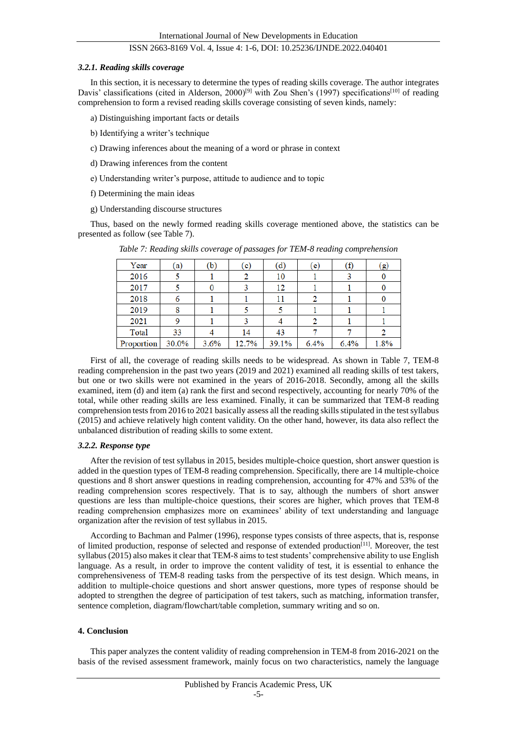### 3.2.1. Reading skills coverage

In this section, it is necessary to determine the types of reading skills coverage. The author integrates Davis' classifications (cited in Alderson, 2000)[9] with Zou Shen's (1997) specifications[10] of reading comprehension to form a revised reading skills coverage consisting of seven kinds, namely:

a) Distinguishing important facts or details

b) Identifying a writer's technique

c) Drawing inferences about the meaning of a word or phrase in context

d) Drawing inferences from the content

e) Understanding writer's purpose, attitude to audience and to topic

f) Determining the main ideas

g) Understanding discourse structures

Thus, based on the newly formed reading skills coverage mentioned above, the statistics can be presented as follow (see Table 7).

*Table 7: Reading skills coverage of passages for TEM-8 reading comprehension*

| Year | (a) | (b) | (c) | (d) | (e) | (f) | (g) |
|---|---|---|---|---|---|---|---|
| 2016 | 5 | 1 | 2 | 10 | 1 | 3 | 0 |
| 2017 | 5 | 0 | 3 | 12 | 1 | 1 | 0 |
| 2018 | 6 | 1 | 1 | 11 | 2 | 1 | 0 |
| 2019 | 8 | 1 | 5 | 5 | 1 | 1 | 1 |
| 2021 | 9 | 1 | 3 | 4 | 2 | 1 | 1 |
| Total | 33 | 4 | 14 | 43 | 7 | 7 | 2 |
| Proportion | 30.0% | 3.6% | 12.7% | 39.1% | 6.4% | 6.4% | 1.8% |

First of all, the coverage of reading skills needs to be widespread. As shown in Table 7, TEM-8 reading comprehension in the past two years (2019 and 2021) examined all reading skills of test takers, but one or two skills were not examined in the years of 2016-2018. Secondly, among all the skills examined, item (d) and item (a) rank the first and second respectively, accounting for nearly 70% of the total, while other reading skills are less examined. Finally, it can be summarized that TEM-8 reading comprehension tests from 2016 to 2021 basically assess all the reading skills stipulated in the test syllabus (2015) and achieve relatively high content validity. On the other hand, however, its data also reflect the unbalanced distribution of reading skills to some extent.

### 3.2.2. Response type

After the revision of test syllabus in 2015, besides multiple-choice question, short answer question is added in the question types of TEM-8 reading comprehension. Specifically, there are 14 multiple-choice questions and 8 short answer questions in reading comprehension, accounting for 47% and 53% of the reading comprehension scores respectively. That is to say, although the numbers of short answer questions are less than multiple-choice questions, their scores are higher, which proves that TEM-8 reading comprehension emphasizes more on examinees' ability of text understanding and language organization after the revision of test syllabus in 2015.

According to Bachman and Palmer (1996), response types consists of three aspects, that is, response of limited production, response of selected and response of extended production[11]. Moreover, the test syllabus (2015) also makes it clear that TEM-8 aims to test students' comprehensive ability to use English language. As a result, in order to improve the content validity of test, it is essential to enhance the comprehensiveness of TEM-8 reading tasks from the perspective of its test design. Which means, in addition to multiple-choice questions and short answer questions, more types of response should be adopted to strengthen the degree of participation of test takers, such as matching, information transfer, sentence completion, diagram/flowchart/table completion, summary writing and so on.

## 4. Conclusion

This paper analyzes the content validity of reading comprehension in TEM-8 from 2016-2021 on the basis of the revised assessment framework, mainly focus on two characteristics, namely the language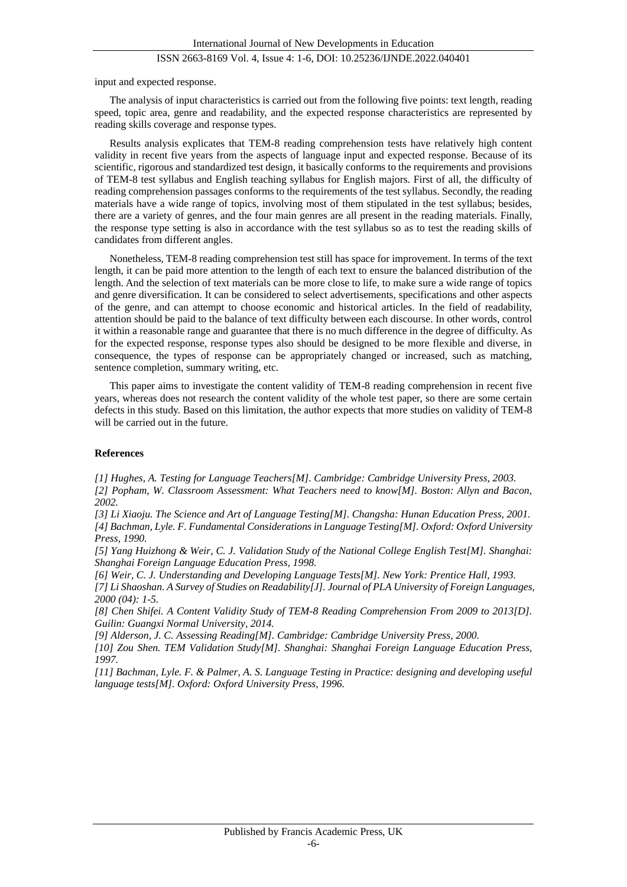input and expected response.

The analysis of input characteristics is carried out from the following five points: text length, reading speed, topic area, genre and readability, and the expected response characteristics are represented by reading skills coverage and response types.

Results analysis explicates that TEM-8 reading comprehension tests have relatively high content validity in recent five years from the aspects of language input and expected response. Because of its scientific, rigorous and standardized test design, it basically conforms to the requirements and provisions of TEM-8 test syllabus and English teaching syllabus for English majors. First of all, the difficulty of reading comprehension passages conforms to the requirements of the test syllabus. Secondly, the reading materials have a wide range of topics, involving most of them stipulated in the test syllabus; besides, there are a variety of genres, and the four main genres are all present in the reading materials. Finally, the response type setting is also in accordance with the test syllabus so as to test the reading skills of candidates from different angles.

Nonetheless, TEM-8 reading comprehension test still has space for improvement. In terms of the text length, it can be paid more attention to the length of each text to ensure the balanced distribution of the length. And the selection of text materials can be more close to life, to make sure a wide range of topics and genre diversification. It can be considered to select advertisements, specifications and other aspects of the genre, and can attempt to choose economic and historical articles. In the field of readability, attention should be paid to the balance of text difficulty between each discourse. In other words, control it within a reasonable range and guarantee that there is no much difference in the degree of difficulty. As for the expected response, response types also should be designed to be more flexible and diverse, in consequence, the types of response can be appropriately changed or increased, such as matching, sentence completion, summary writing, etc.

This paper aims to investigate the content validity of TEM-8 reading comprehension in recent five years, whereas does not research the content validity of the whole test paper, so there are some certain defects in this study. Based on this limitation, the author expects that more studies on validity of TEM-8 will be carried out in the future.

## References

*[1] Hughes, A. Testing for Language Teachers[M]. Cambridge: Cambridge University Press, 2003.*

*[2] Popham, W. Classroom Assessment: What Teachers need to know[M]. Boston: Allyn and Bacon, 2002.*

*[3] Li Xiaoju. The Science and Art of Language Testing[M]. Changsha: Hunan Education Press, 2001.*

*[4] Bachman, Lyle. F. Fundamental Considerations in Language Testing[M]. Oxford: Oxford University Press, 1990.*

*[5] Yang Huizhong & Weir, C. J. Validation Study of the National College English Test[M]. Shanghai: Shanghai Foreign Language Education Press, 1998.*

*[6] Weir, C. J. Understanding and Developing Language Tests[M]. New York: Prentice Hall, 1993.*

*[7] Li Shaoshan. A Survey of Studies on Readability[J]. Journal of PLA University of Foreign Languages, 2000 (04): 1-5.*

*[8] Chen Shifei. A Content Validity Study of TEM-8 Reading Comprehension From 2009 to 2013[D]. Guilin: Guangxi Normal University, 2014.*

*[9] Alderson, J. C. Assessing Reading[M]. Cambridge: Cambridge University Press, 2000.*

*[10] Zou Shen. TEM Validation Study[M]. Shanghai: Shanghai Foreign Language Education Press, 1997.*

*[11] Bachman, Lyle. F. & Palmer, A. S. Language Testing in Practice: designing and developing useful language tests[M]. Oxford: Oxford University Press, 1996.*